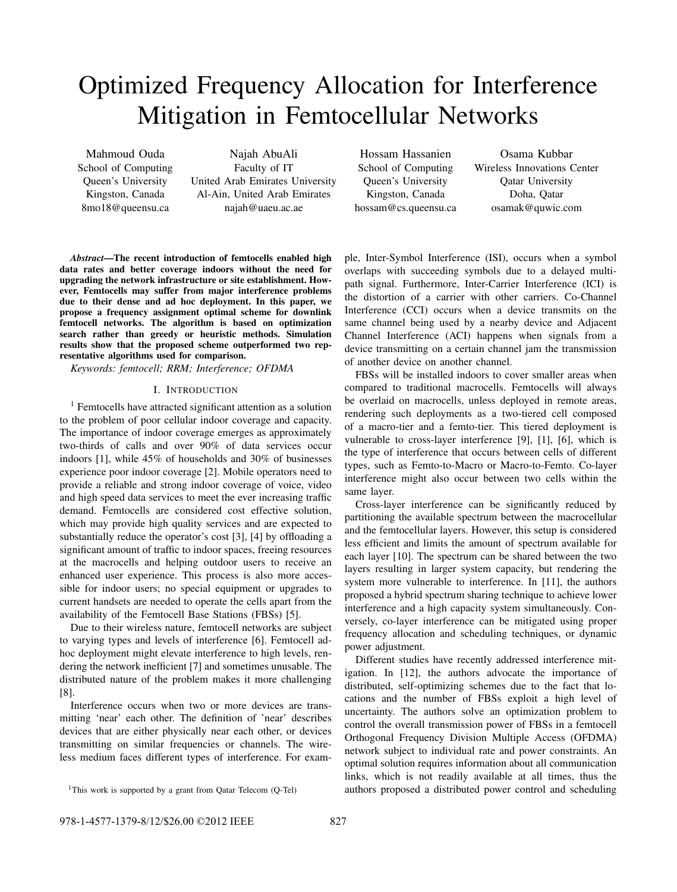# Optimized Frequency Allocation for Interference Mitigation in Femtocellular Networks

Mahmoud Ouda
School of Computing
Queen's University
Kingston, Canada
8mo18@queensu.ca

Najah AbuAli
Faculty of IT
United Arab Emirates University
Al-Ain, United Arab Emirates
najah@uaeu.ac.ae

Hossam Hassanien
School of Computing
Queen's University
Kingston, Canada
hossam@cs.queensu.ca

Osama Kubbar
Wireless Innovations Center
Qatar University
Doha, Qatar
osamak@quwic.com

***Abstract*—The recent introduction of femtocells enabled high data rates and better coverage indoors without the need for upgrading the network infrastructure or site establishment. However, Femtocells may suffer from major interference problems due to their dense and ad hoc deployment. In this paper, we propose a frequency assignment optimal scheme for downlink femtocell networks. The algorithm is based on optimization search rather than greedy or heuristic methods. Simulation results show that the proposed scheme outperformed two representative algorithms used for comparison.**

*Keywords: femtocell; RRM; Interference; OFDMA*

## I. Introduction

[1] Femtocells have attracted significant attention as a solution to the problem of poor cellular indoor coverage and capacity. The importance of indoor coverage emerges as approximately two-thirds of calls and over 90% of data services occur indoors [1], while 45% of households and 30% of businesses experience poor indoor coverage [2]. Mobile operators need to provide a reliable and strong indoor coverage of voice, video and high speed data services to meet the ever increasing traffic demand. Femtocells are considered cost effective solution, which may provide high quality services and are expected to substantially reduce the operator's cost [3], [4] by offloading a significant amount of traffic to indoor spaces, freeing resources at the macrocells and helping outdoor users to receive an enhanced user experience. This process is also more accessible for indoor users; no special equipment or upgrades to current handsets are needed to operate the cells apart from the availability of the Femtocell Base Stations (FBSs) [5].

Due to their wireless nature, femtocell networks are subject to varying types and levels of interference [6]. Femtocell ad-hoc deployment might elevate interference to high levels, rendering the network inefficient [7] and sometimes unusable. The distributed nature of the problem makes it more challenging [8].

Interference occurs when two or more devices are transmitting 'near' each other. The definition of 'near' describes devices that are either physically near each other, or devices transmitting on similar frequencies or channels. The wireless medium faces different types of interference. For example, Inter-Symbol Interference (ISI), occurs when a symbol overlaps with succeeding symbols due to a delayed multipath signal. Furthermore, Inter-Carrier Interference (ICI) is the distortion of a carrier with other carriers. Co-Channel Interference (CCI) occurs when a device transmits on the same channel being used by a nearby device and Adjacent Channel Interference (ACI) happens when signals from a device transmitting on a certain channel jam the transmission of another device on another channel.

FBSs will be installed indoors to cover smaller areas when compared to traditional macrocells. Femtocells will always be overlaid on macrocells, unless deployed in remote areas, rendering such deployments as a two-tiered cell composed of a macro-tier and a femto-tier. This tiered deployment is vulnerable to cross-layer interference [9], [1], [6], which is the type of interference that occurs between cells of different types, such as Femto-to-Macro or Macro-to-Femto. Co-layer interference might also occur between two cells within the same layer.

Cross-layer interference can be significantly reduced by partitioning the available spectrum between the macrocellular and the femtocellular layers. However, this setup is considered less efficient and limits the amount of spectrum available for each layer [10]. The spectrum can be shared between the two layers resulting in larger system capacity, but rendering the system more vulnerable to interference. In [11], the authors proposed a hybrid spectrum sharing technique to achieve lower interference and a high capacity system simultaneously. Conversely, co-layer interference can be mitigated using proper frequency allocation and scheduling techniques, or dynamic power adjustment.

Different studies have recently addressed interference mitigation. In [12], the authors advocate the importance of distributed, self-optimizing schemes due to the fact that locations and the number of FBSs exploit a high level of uncertainty. The authors solve an optimization problem to control the overall transmission power of FBSs in a femtocell Orthogonal Frequency Division Multiple Access (OFDMA) network subject to individual rate and power constraints. An optimal solution requires information about all communication links, which is not readily available at all times, thus the authors proposed a distributed power control and scheduling

[1] This work is supported by a grant from Qatar Telecom (Q-Tel)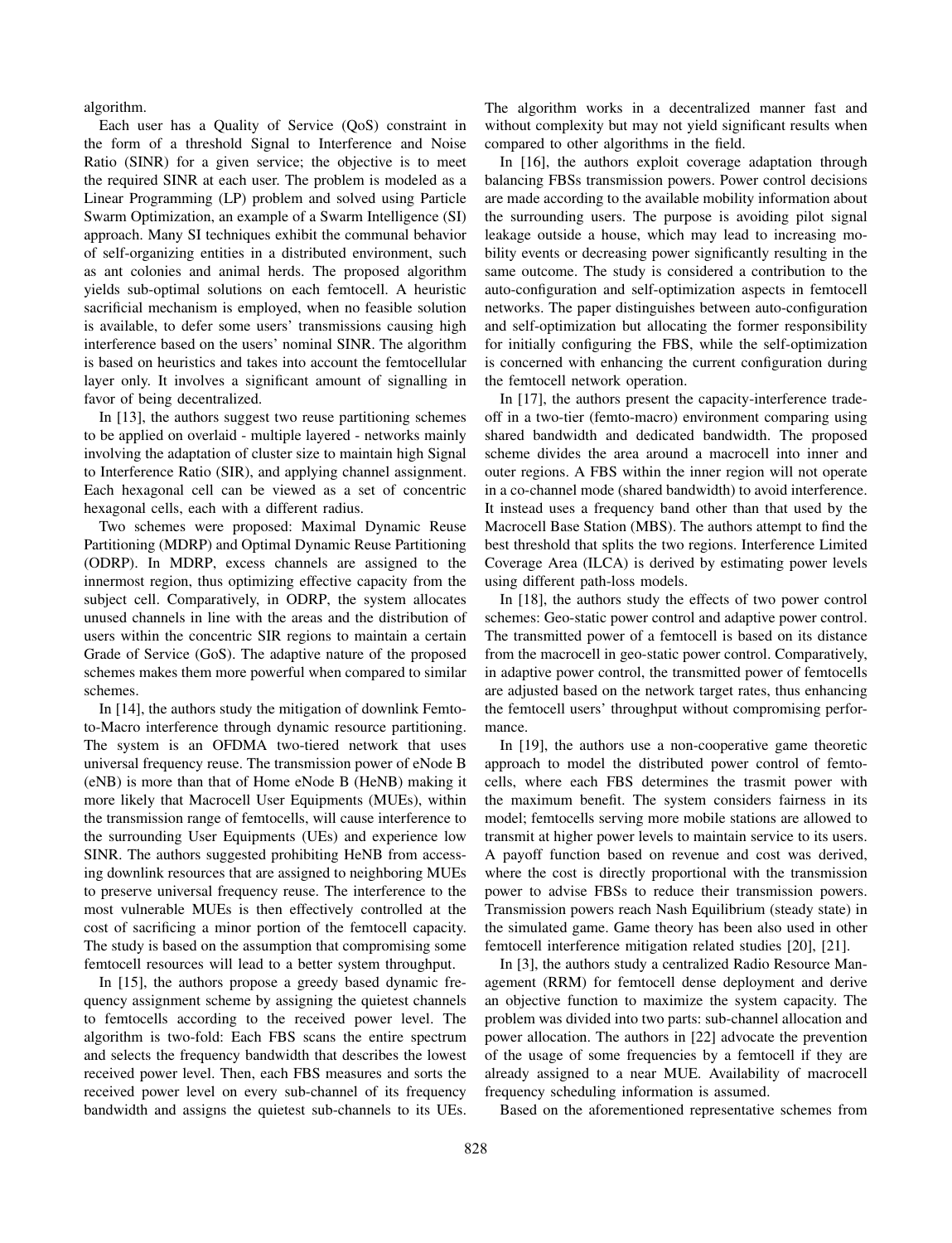algorithm.

Each user has a Quality of Service (QoS) constraint in the form of a threshold Signal to Interference and Noise Ratio (SINR) for a given service; the objective is to meet the required SINR at each user. The problem is modeled as a Linear Programming (LP) problem and solved using Particle Swarm Optimization, an example of a Swarm Intelligence (SI) approach. Many SI techniques exhibit the communal behavior of self-organizing entities in a distributed environment, such as ant colonies and animal herds. The proposed algorithm yields sub-optimal solutions on each femtocell. A heuristic sacrificial mechanism is employed, when no feasible solution is available, to defer some users' transmissions causing high interference based on the users' nominal SINR. The algorithm is based on heuristics and takes into account the femtocellular layer only. It involves a significant amount of signalling in favor of being decentralized.

In [13], the authors suggest two reuse partitioning schemes to be applied on overlaid - multiple layered - networks mainly involving the adaptation of cluster size to maintain high Signal to Interference Ratio (SIR), and applying channel assignment. Each hexagonal cell can be viewed as a set of concentric hexagonal cells, each with a different radius.

Two schemes were proposed: Maximal Dynamic Reuse Partitioning (MDRP) and Optimal Dynamic Reuse Partitioning (ODRP). In MDRP, excess channels are assigned to the innermost region, thus optimizing effective capacity from the subject cell. Comparatively, in ODRP, the system allocates unused channels in line with the areas and the distribution of users within the concentric SIR regions to maintain a certain Grade of Service (GoS). The adaptive nature of the proposed schemes makes them more powerful when compared to similar schemes.

In [14], the authors study the mitigation of downlink Femto-to-Macro interference through dynamic resource partitioning. The system is an OFDMA two-tiered network that uses universal frequency reuse. The transmission power of eNode B (eNB) is more than that of Home eNode B (HeNB) making it more likely that Macrocell User Equipments (MUEs), within the transmission range of femtocells, will cause interference to the surrounding User Equipments (UEs) and experience low SINR. The authors suggested prohibiting HeNB from accessing downlink resources that are assigned to neighboring MUEs to preserve universal frequency reuse. The interference to the most vulnerable MUEs is then effectively controlled at the cost of sacrificing a minor portion of the femtocell capacity. The study is based on the assumption that compromising some femtocell resources will lead to a better system throughput.

In [15], the authors propose a greedy based dynamic frequency assignment scheme by assigning the quietest channels to femtocells according to the received power level. The algorithm is two-fold: Each FBS scans the entire spectrum and selects the frequency bandwidth that describes the lowest received power level. Then, each FBS measures and sorts the received power level on every sub-channel of its frequency bandwidth and assigns the quietest sub-channels to its UEs. The algorithm works in a decentralized manner fast and without complexity but may not yield significant results when compared to other algorithms in the field.

In [16], the authors exploit coverage adaptation through balancing FBSs transmission powers. Power control decisions are made according to the available mobility information about the surrounding users. The purpose is avoiding pilot signal leakage outside a house, which may lead to increasing mobility events or decreasing power significantly resulting in the same outcome. The study is considered a contribution to the auto-configuration and self-optimization aspects in femtocell networks. The paper distinguishes between auto-configuration and self-optimization but allocating the former responsibility for initially configuring the FBS, while the self-optimization is concerned with enhancing the current configuration during the femtocell network operation.

In [17], the authors present the capacity-interference tradeoff in a two-tier (femto-macro) environment comparing using shared bandwidth and dedicated bandwidth. The proposed scheme divides the area around a macrocell into inner and outer regions. A FBS within the inner region will not operate in a co-channel mode (shared bandwidth) to avoid interference. It instead uses a frequency band other than that used by the Macrocell Base Station (MBS). The authors attempt to find the best threshold that splits the two regions. Interference Limited Coverage Area (ILCA) is derived by estimating power levels using different path-loss models.

In [18], the authors study the effects of two power control schemes: Geo-static power control and adaptive power control. The transmitted power of a femtocell is based on its distance from the macrocell in geo-static power control. Comparatively, in adaptive power control, the transmitted power of femtocells are adjusted based on the network target rates, thus enhancing the femtocell users' throughput without compromising performance.

In [19], the authors use a non-cooperative game theoretic approach to model the distributed power control of femtocells, where each FBS determines the trasmit power with the maximum benefit. The system considers fairness in its model; femtocells serving more mobile stations are allowed to transmit at higher power levels to maintain service to its users. A payoff function based on revenue and cost was derived, where the cost is directly proportional with the transmission power to advise FBSs to reduce their transmission powers. Transmission powers reach Nash Equilibrium (steady state) in the simulated game. Game theory has been also used in other femtocell interference mitigation related studies [20], [21].

In [3], the authors study a centralized Radio Resource Management (RRM) for femtocell dense deployment and derive an objective function to maximize the system capacity. The problem was divided into two parts: sub-channel allocation and power allocation. The authors in [22] advocate the prevention of the usage of some frequencies by a femtocell if they are already assigned to a near MUE. Availability of macrocell frequency scheduling information is assumed.

Based on the aforementioned representative schemes from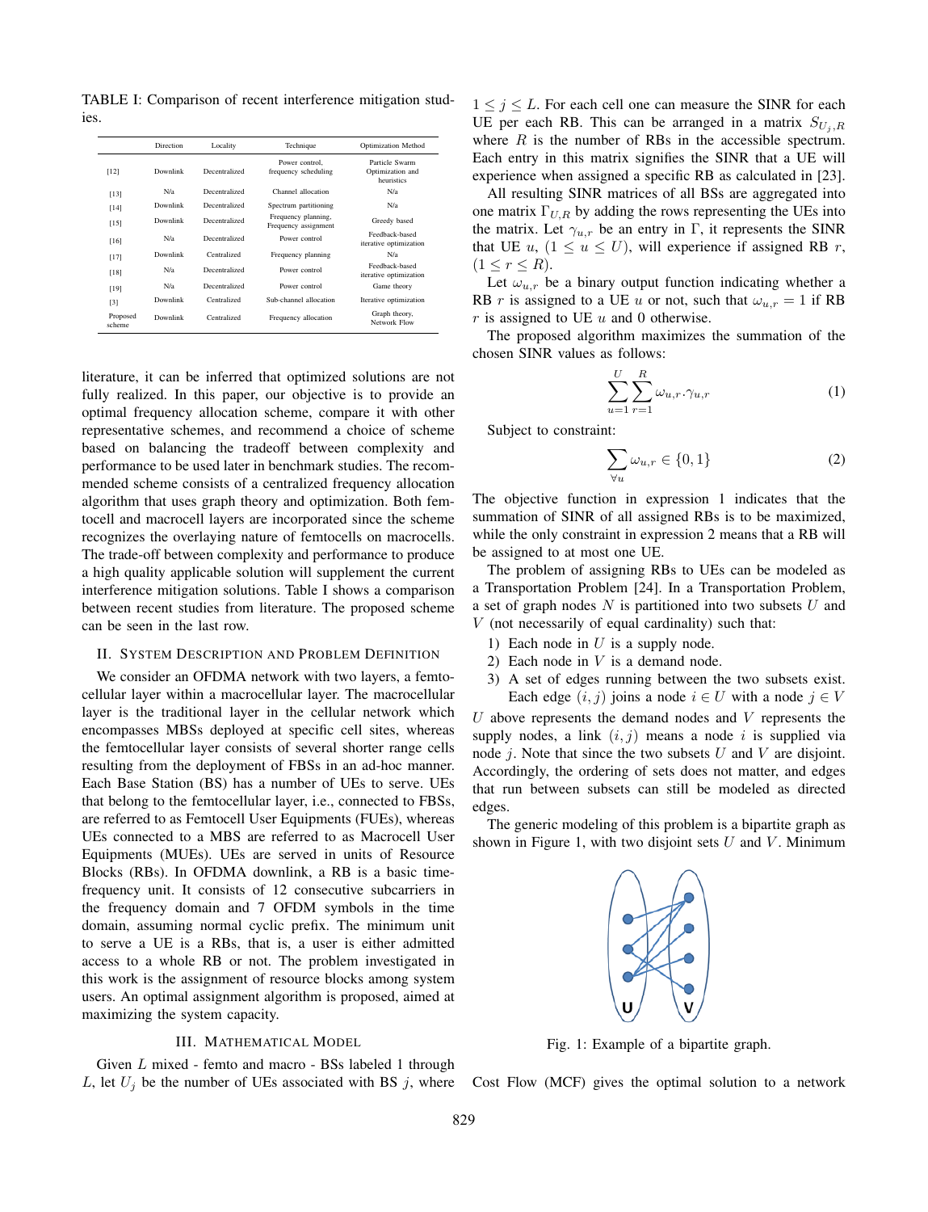TABLE I: Comparison of recent interference mitigation studies.

|  | Direction | Locality | Technique | Optimization Method |
|---|---|---|---|---|
| [12] | Downlink | Decentralized | Power control, frequency scheduling | Particle Swarm Optimization and heuristics |
| [13] | N/a | Decentralized | Channel allocation | N/a |
| [14] | Downlink | Decentralized | Spectrum partitioning | N/a |
| [15] | Downlink | Decentralized | Frequency planning, Frequency assignment | Greedy based |
| [16] | N/a | Decentralized | Power control | Feedback-based iterative optimization |
| [17] | Downlink | Centralized | Frequency planning | N/a |
| [18] | N/a | Decentralized | Power control | Feedback-based iterative optimization |
| [19] | N/a | Decentralized | Power control | Game theory |
| [3] | Downlink | Centralized | Sub-channel allocation | Iterative optimization |
| Proposed scheme | Downlink | Centralized | Frequency allocation | Graph theory, Network Flow |

literature, it can be inferred that optimized solutions are not fully realized. In this paper, our objective is to provide an optimal frequency allocation scheme, compare it with other representative schemes, and recommend a choice of scheme based on balancing the tradeoff between complexity and performance to be used later in benchmark studies. The recommended scheme consists of a centralized frequency allocation algorithm that uses graph theory and optimization. Both femtocell and macrocell layers are incorporated since the scheme recognizes the overlaying nature of femtocells on macrocells. The trade-off between complexity and performance to produce a high quality applicable solution will supplement the current interference mitigation solutions. Table I shows a comparison between recent studies from literature. The proposed scheme can be seen in the last row.

## II. System Description and Problem Definition

We consider an OFDMA network with two layers, a femtocellular layer within a macrocellular layer. The macrocellular layer is the traditional layer in the cellular network which encompasses MBSs deployed at specific cell sites, whereas the femtocellular layer consists of several shorter range cells resulting from the deployment of FBSs in an ad-hoc manner. Each Base Station (BS) has a number of UEs to serve. UEs that belong to the femtocellular layer, i.e., connected to FBSs, are referred to as Femtocell User Equipments (FUEs), whereas UEs connected to a MBS are referred to as Macrocell User Equipments (MUEs). UEs are served in units of Resource Blocks (RBs). In OFDMA downlink, a RB is a basic time-frequency unit. It consists of 12 consecutive subcarriers in the frequency domain and 7 OFDM symbols in the time domain, assuming normal cyclic prefix. The minimum unit to serve a UE is a RBs, that is, a user is either admitted access to a whole RB or not. The problem investigated in this work is the assignment of resource blocks among system users. An optimal assignment algorithm is proposed, aimed at maximizing the system capacity.

## III. Mathematical Model

Given $L$ mixed - femto and macro - BSs labeled 1 through $L$, let $U_j$ be the number of UEs associated with BS $j$, where $1 \leq j \leq L$. For each cell one can measure the SINR for each UE per each RB. This can be arranged in a matrix $S_{U_j,R}$ where $R$ is the number of RBs in the accessible spectrum. Each entry in this matrix signifies the SINR that a UE will experience when assigned a specific RB as calculated in [23].

All resulting SINR matrices of all BSs are aggregated into one matrix $\Gamma_{U,R}$ by adding the rows representing the UEs into the matrix. Let $\gamma_{u,r}$ be an entry in $\Gamma$, it represents the SINR that UE $u$, $(1 \leq u \leq U)$, will experience if assigned RB $r$, $(1 \leq r \leq R)$.

Let $\omega_{u,r}$ be a binary output function indicating whether a RB $r$ is assigned to a UE $u$ or not, such that $\omega_{u,r} = 1$ if RB $r$ is assigned to UE $u$ and 0 otherwise.

The proposed algorithm maximizes the summation of the chosen SINR values as follows:

$$\sum_{u=1}^{U} \sum_{r=1}^{R} \omega_{u,r} . \gamma_{u,r} \tag{1}$$

Subject to constraint:

$$\sum_{\forall u} \omega_{u,r} \in \{0, 1\} \tag{2}$$

The objective function in expression 1 indicates that the summation of SINR of all assigned RBs is to be maximized, while the only constraint in expression 2 means that a RB will be assigned to at most one UE.

The problem of assigning RBs to UEs can be modeled as a Transportation Problem [24]. In a Transportation Problem, a set of graph nodes $N$ is partitioned into two subsets $U$ and $V$ (not necessarily of equal cardinality) such that:

1) Each node in $U$ is a supply node.
2) Each node in $V$ is a demand node.
3) A set of edges running between the two subsets exist. Each edge $(i, j)$ joins a node $i \in U$ with a node $j \in V$

$U$ above represents the demand nodes and $V$ represents the supply nodes, a link $(i, j)$ means a node $i$ is supplied via node $j$. Note that since the two subsets $U$ and $V$ are disjoint. Accordingly, the ordering of sets does not matter, and edges that run between subsets can still be modeled as directed edges.

The generic modeling of this problem is a bipartite graph as shown in Figure 1, with two disjoint sets $U$ and $V$. Minimum

Fig. 1: Example of a bipartite graph.

Cost Flow (MCF) gives the optimal solution to a network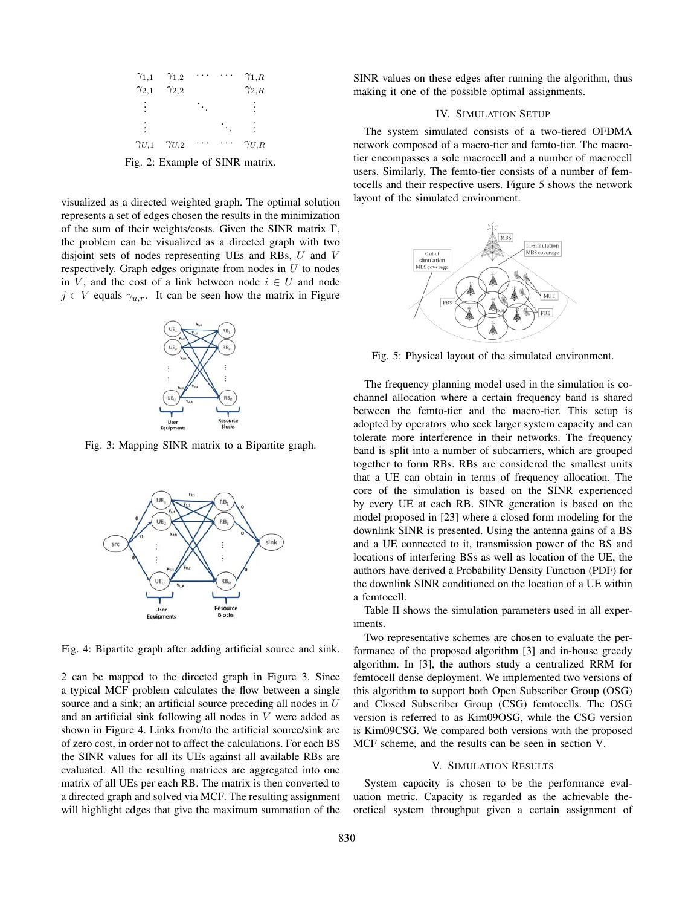$$
\begin{matrix}
\gamma_{1,1} & \gamma_{1,2} & \cdots & \cdots & \gamma_{1,R} \\
\gamma_{2,1} & \gamma_{2,2} & & & \gamma_{2,R} \\
\vdots & & \ddots & & \vdots \\
\vdots & & & \ddots & \vdots \\
\gamma_{U,1} & \gamma_{U,2} & \cdots & \cdots & \gamma_{U,R}
\end{matrix}
$$

Fig. 2: Example of SINR matrix.

visualized as a directed weighted graph. The optimal solution represents a set of edges chosen the results in the minimization of the sum of their weights/costs. Given the SINR matrix $\Gamma$, the problem can be visualized as a directed graph with two disjoint sets of nodes representing UEs and RBs, $U$ and $V$ respectively. Graph edges originate from nodes in $U$ to nodes in $V$, and the cost of a link between node $i \in U$ and node $j \in V$ equals $\gamma_{u,r}$. It can be seen how the matrix in Figure 2 can be mapped to the directed graph in Figure 3. Since a typical MCF problem calculates the flow between a single source and a sink; an artificial source preceding all nodes in $U$ and an artificial sink following all nodes in $V$ were added as shown in Figure 4. Links from/to the artificial source/sink are of zero cost, in order not to affect the calculations. For each BS the SINR values for all its UEs against all available RBs are evaluated. All the resulting matrices are aggregated into one matrix of all UEs per each RB. The matrix is then converted to a directed graph and solved via MCF. The resulting assignment will highlight edges that give the maximum summation of the SINR values on these edges after running the algorithm, thus making it one of the possible optimal assignments.

Fig. 3: Mapping SINR matrix to a Bipartite graph.

Fig. 4: Bipartite graph after adding artificial source and sink.

## IV. Simulation Setup

The system simulated consists of a two-tiered OFDMA network composed of a macro-tier and femto-tier. The macro-tier encompasses a sole macrocell and a number of macrocell users. Similarly, The femto-tier consists of a number of femtocells and their respective users. Figure 5 shows the network layout of the simulated environment.

Fig. 5: Physical layout of the simulated environment.

The frequency planning model used in the simulation is co-channel allocation where a certain frequency band is shared between the femto-tier and the macro-tier. This setup is adopted by operators who seek larger system capacity and can tolerate more interference in their networks. The frequency band is split into a number of subcarriers, which are grouped together to form RBs. RBs are considered the smallest units that a UE can obtain in terms of frequency allocation. The core of the simulation is based on the SINR experienced by every UE at each RB. SINR generation is based on the model proposed in [23] where a closed form modeling for the downlink SINR is presented. Using the antenna gains of a BS and a UE connected to it, transmission power of the BS and locations of interfering BSs as well as location of the UE, the authors have derived a Probability Density Function (PDF) for the downlink SINR conditioned on the location of a UE within a femtocell.

Table II shows the simulation parameters used in all experiments.

Two representative schemes are chosen to evaluate the performance of the proposed algorithm [3] and in-house greedy algorithm. In [3], the authors study a centralized RRM for femtocell dense deployment. We implemented two versions of this algorithm to support both Open Subscriber Group (OSG) and Closed Subscriber Group (CSG) femtocells. The OSG version is referred to as Kim09OSG, while the CSG version is Kim09CSG. We compared both versions with the proposed MCF scheme, and the results can be seen in section V.

## V. Simulation Results

System capacity is chosen to be the performance evaluation metric. Capacity is regarded as the achievable theoretical system throughput given a certain assignment of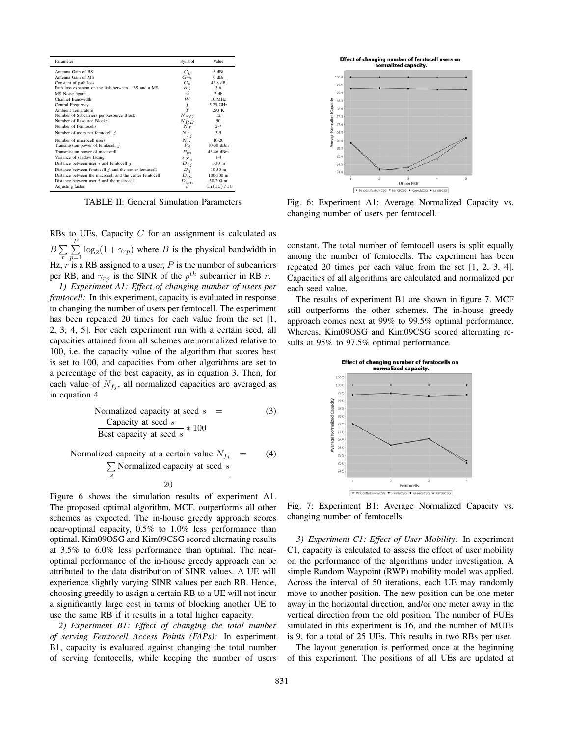| Parameter | Symbol | Value |
|---|---|---|
| Antenna Gain of BS | $G_b$ | 3 dBi |
| Antenna Gain of MS | $G_m$ | 0 dBi |
| Constant of path loss | $C_s$ | 43.8 dB |
| Path loss exponent on the link between a BS and a MS | $\alpha_j$ | 3.6 |
| MS Noise figure | $\varphi$ | 7 db |
| Channel Bandwidth | $W$ | 10 MHz |
| Central Frequency | $f$ | 5.25 GHz |
| Ambient Temprature | $T$ | 293 K |
| Number of Subcarriers per Resource Block | $N_{SC}$ | 12 |
| Number of Resource Blocks | $N_{RB}$ | 50 |
| Number of Femtocells | $N_f$ | 2-7 |
| Number of users per femtocell $j$ | $N_{f_j}$ | 3-5 |
| Number of macrocell users | $N_m$ | 10-20 |
| Transmission power of femtocell $j$ | $P_j$ | 10-30 dBm |
| Transmission power of macrocell | $P_m$ | 43-46 dBm |
| Variance of shadow fading | $\sigma_{X_s}$ | 1-4 |
| Distance between user $i$ and femtocell $j$ | $D_{ij}$ | 1-30 m |
| Distance between femtocell $j$ and the center femtocell | $D_j$ | 10-50 m |
| Distance between the macrocell and the center femtocell | $D_m$ | 100-300 m |
| Distance between user $i$ and the macrocell | $D_{im}$ | 50-200 m |
| Adjusting factor | $\beta$ | $\ln(10)/10$ |

TABLE II: General Simulation Parameters

RBs to UEs. Capacity $C$ for an assignment is calculated as $B \sum_{r} \sum_{p=1}^{P} \log_2(1+\gamma_{rp})$ where $B$ is the physical bandwidth in Hz, $r$ is a RB assigned to a user, $P$ is the number of subcarriers per RB, and $\gamma_{rp}$ is the SINR of the $p^{th}$ subcarrier in RB $r$.

*1) Experiment A1: Effect of changing number of users per femtocell:* In this experiment, capacity is evaluated in response to changing the number of users per femtocell. The experiment has been repeated 20 times for each value from the set [1, 2, 3, 4, 5]. For each experiment run with a certain seed, all capacities attained from all schemes are normalized relative to 100, i.e. the capacity value of the algorithm that scores best is set to 100, and capacities from other algorithms are set to a percentage of the best capacity, as in equation 3. Then, for each value of $N_{f_j}$, all normalized capacities are averaged as in equation 4

$$\text{Normalized capacity at seed } s = \frac{\text{Capacity at seed } s}{\text{Best capacity at seed } s} * 100 \tag{3}$$

$$\text{Normalized capacity at a certain value } N_{f_j} = \frac{\sum_{s} \text{Normalized capacity at seed } s}{20} \tag{4}$$

Figure 6 shows the simulation results of experiment A1. The proposed optimal algorithm, MCF, outperforms all other schemes as expected. The in-house greedy approach scores near-optimal capacity, 0.5% to 1.0% less performance than optimal. Kim09OSG and Kim09CSG scored alternating results at 3.5% to 6.0% less performance than optimal. The near-optimal performance of the in-house greedy approach can be attributed to the data distribution of SINR values. A UE will experience slightly varying SINR values per each RB. Hence, choosing greedily to assign a certain RB to a UE will not incur a significantly large cost in terms of blocking another UE to use the same RB if it results in a total higher capacity.

*2) Experiment B1: Effect of changing the total number of serving Femtocell Access Points (FAPs):* In experiment B1, capacity is evaluated against changing the total number of serving femtocells, while keeping the number of users constant. The total number of femtocell users is split equally among the number of femtocells. The experiment has been repeated 20 times per each value from the set [1, 2, 3, 4]. Capacities of all algorithms are calculated and normalized per each seed value.

Fig. 6: Experiment A1: Average Normalized Capacity vs. changing number of users per femtocell.

The results of experiment B1 are shown in figure 7. MCF still outperforms the other schemes. The in-house greedy approach comes next at 99% to 99.5% optimal performance. Whereas, Kim09OSG and Kim09CSG scored alternating results at 95% to 97.5% optimal performance.

Fig. 7: Experiment B1: Average Normalized Capacity vs. changing number of femtocells.

*3) Experiment C1: Effect of User Mobility:* In experiment C1, capacity is calculated to assess the effect of user mobility on the performance of the algorithms under investigation. A simple Random Waypoint (RWP) mobility model was applied. Across the interval of 50 iterations, each UE may randomly move to another position. The new position can be one meter away in the horizontal direction, and/or one meter away in the vertical direction from the old position. The number of FUEs simulated in this experiment is 16, and the number of MUEs is 9, for a total of 25 UEs. This results in two RBs per user.

The layout generation is performed once at the beginning of this experiment. The positions of all UEs are updated at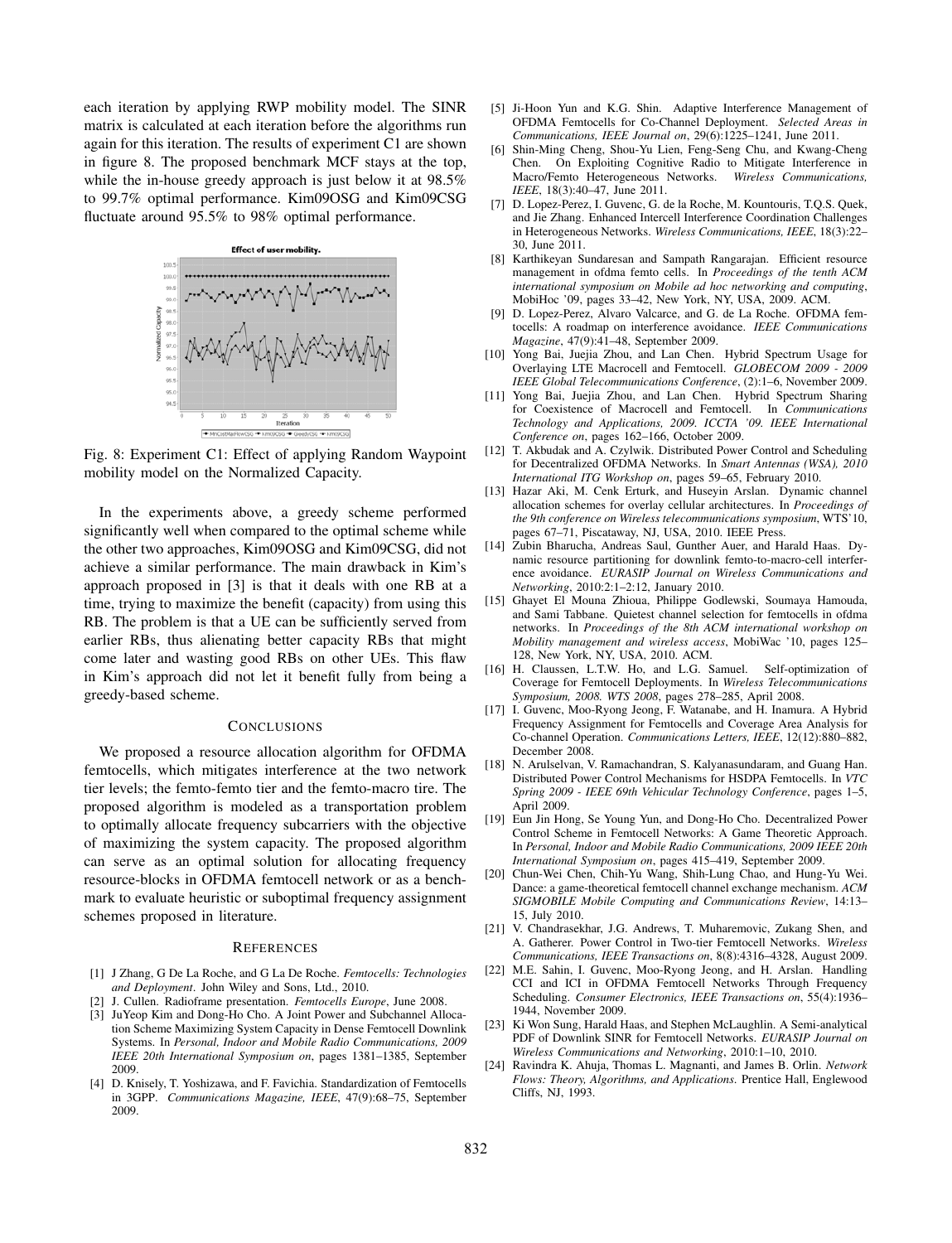each iteration by applying RWP mobility model. The SINR matrix is calculated at each iteration before the algorithms run again for this iteration. The results of experiment C1 are shown in figure 8. The proposed benchmark MCF stays at the top, while the in-house greedy approach is just below it at 98.5% to 99.7% optimal performance. Kim09OSG and Kim09CSG fluctuate around 95.5% to 98% optimal performance.

Effect of user mobility.

Normalized Capacity

100.5
100.0
99.5
99.0
98.5
98.0
97.5
97.0
96.5
96.0
95.5
95.0
94.5

0 5 10 15 20 25 30 35 40 45 50

Iteration

MinCostMaxFlowCSG Kim09OSG GreedyCSG Kim09CSG

Fig. 8: Experiment C1: Effect of applying Random Waypoint mobility model on the Normalized Capacity.

In the experiments above, a greedy scheme performed significantly well when compared to the optimal scheme while the other two approaches, Kim09OSG and Kim09CSG, did not achieve a similar performance. The main drawback in Kim's approach proposed in [3] is that it deals with one RB at a time, trying to maximize the benefit (capacity) from using this RB. The problem is that a UE can be sufficiently served from earlier RBs, thus alienating better capacity RBs that might come later and wasting good RBs on other UEs. This flaw in Kim's approach did not let it benefit fully from being a greedy-based scheme.

## Conclusions

We proposed a resource allocation algorithm for OFDMA femtocells, which mitigates interference at the two network tier levels; the femto-femto tier and the femto-macro tire. The proposed algorithm is modeled as a transportation problem to optimally allocate frequency subcarriers with the objective of maximizing the system capacity. The proposed algorithm can serve as an optimal solution for allocating frequency resource-blocks in OFDMA femtocell network or as a benchmark to evaluate heuristic or suboptimal frequency assignment schemes proposed in literature.

## References

[1] J Zhang, G De La Roche, and G La De Roche. *Femtocells: Technologies and Deployment*. John Wiley and Sons, Ltd., 2010.

[2] J. Cullen. Radioframe presentation. *Femtocells Europe*, June 2008.

[3] JuYeop Kim and Dong-Ho Cho. A Joint Power and Subchannel Allocation Scheme Maximizing System Capacity in Dense Femtocell Downlink Systems. In *Personal, Indoor and Mobile Radio Communications, 2009 IEEE 20th International Symposium on*, pages 1381–1385, September 2009.

[4] D. Knisely, T. Yoshizawa, and F. Favichia. Standardization of Femtocells in 3GPP. *Communications Magazine, IEEE*, 47(9):68–75, September 2009.

[5] Ji-Hoon Yun and K.G. Shin. Adaptive Interference Management of OFDMA Femtocells for Co-Channel Deployment. *Selected Areas in Communications, IEEE Journal on*, 29(6):1225–1241, June 2011.

[6] Shin-Ming Cheng, Shou-Yu Lien, Feng-Seng Chu, and Kwang-Cheng Chen. On Exploiting Cognitive Radio to Mitigate Interference in Macro/Femto Heterogeneous Networks. *Wireless Communications, IEEE*, 18(3):40–47, June 2011.

[7] D. Lopez-Perez, I. Guvenc, G. de la Roche, M. Kountouris, T.Q.S. Quek, and Jie Zhang. Enhanced Intercell Interference Coordination Challenges in Heterogeneous Networks. *Wireless Communications, IEEE*, 18(3):22–30, June 2011.

[8] Karthikeyan Sundaresan and Sampath Rangarajan. Efficient resource management in ofdma femto cells. In *Proceedings of the tenth ACM international symposium on Mobile ad hoc networking and computing*, MobiHoc '09, pages 33–42, New York, NY, USA, 2009. ACM.

[9] D. Lopez-Perez, Alvaro Valcarce, and G. de La Roche. OFDMA femtocells: A roadmap on interference avoidance. *IEEE Communications Magazine*, 47(9):41–48, September 2009.

[10] Yong Bai, Juejia Zhou, and Lan Chen. Hybrid Spectrum Usage for Overlaying LTE Macrocell and Femtocell. *GLOBECOM 2009 - 2009 IEEE Global Telecommunications Conference*, (2):1–6, November 2009.

[11] Yong Bai, Juejia Zhou, and Lan Chen. Hybrid Spectrum Sharing for Coexistence of Macrocell and Femtocell. In *Communications Technology and Applications, 2009. ICCTA '09. IEEE International Conference on*, pages 162–166, October 2009.

[12] T. Akbudak and A. Czylwik. Distributed Power Control and Scheduling for Decentralized OFDMA Networks. In *Smart Antennas (WSA), 2010 International ITG Workshop on*, pages 59–65, February 2010.

[13] Hazar Aki, M. Cenk Erturk, and Huseyin Arslan. Dynamic channel allocation schemes for overlay cellular architectures. In *Proceedings of the 9th conference on Wireless telecommunications symposium*, WTS'10, pages 67–71, Piscataway, NJ, USA, 2010. IEEE Press.

[14] Zubin Bharucha, Andreas Saul, Gunther Auer, and Harald Haas. Dynamic resource partitioning for downlink femto-to-macro-cell interference avoidance. *EURASIP Journal on Wireless Communications and Networking*, 2010:2:1–2:12, January 2010.

[15] Ghayet El Mouna Zhioua, Philippe Godlewski, Soumaya Hamouda, and Sami Tabbane. Quietest channel selection for femtocells in ofdma networks. In *Proceedings of the 8th ACM international workshop on Mobility management and wireless access*, MobiWac '10, pages 125–128, New York, NY, USA, 2010. ACM.

[16] H. Claussen, L.T.W. Ho, and L.G. Samuel. Self-optimization of Coverage for Femtocell Deployments. In *Wireless Telecommunications Symposium, 2008. WTS 2008*, pages 278–285, April 2008.

[17] I. Guvenc, Moo-Ryong Jeong, F. Watanabe, and H. Inamura. A Hybrid Frequency Assignment for Femtocells and Coverage Area Analysis for Co-channel Operation. *Communications Letters, IEEE*, 12(12):880–882, December 2008.

[18] N. Arulselvan, V. Ramachandran, S. Kalyanasundaram, and Guang Han. Distributed Power Control Mechanisms for HSDPA Femtocells. In *VTC Spring 2009 - IEEE 69th Vehicular Technology Conference*, pages 1–5, April 2009.

[19] Eun Jin Hong, Se Young Yun, and Dong-Ho Cho. Decentralized Power Control Scheme in Femtocell Networks: A Game Theoretic Approach. In *Personal, Indoor and Mobile Radio Communications, 2009 IEEE 20th International Symposium on*, pages 415–419, September 2009.

[20] Chun-Wei Chen, Chih-Yu Wang, Shih-Lung Chao, and Hung-Yu Wei. Dance: a game-theoretical femtocell channel exchange mechanism. *ACM SIGMOBILE Mobile Computing and Communications Review*, 14:13–15, July 2010.

[21] V. Chandrasekhar, J.G. Andrews, T. Muharemovic, Zukang Shen, and A. Gatherer. Power Control in Two-tier Femtocell Networks. *Wireless Communications, IEEE Transactions on*, 8(8):4316–4328, August 2009.

[22] M.E. Sahin, I. Guvenc, Moo-Ryong Jeong, and H. Arslan. Handling CCI and ICI in OFDMA Femtocell Networks Through Frequency Scheduling. *Consumer Electronics, IEEE Transactions on*, 55(4):1936–1944, November 2009.

[23] Ki Won Sung, Harald Haas, and Stephen McLaughlin. A Semi-analytical PDF of Downlink SINR for Femtocell Networks. *EURASIP Journal on Wireless Communications and Networking*, 2010:1–10, 2010.

[24] Ravindra K. Ahuja, Thomas L. Magnanti, and James B. Orlin. *Network Flows: Theory, Algorithms, and Applications*. Prentice Hall, Englewood Cliffs, NJ, 1993.